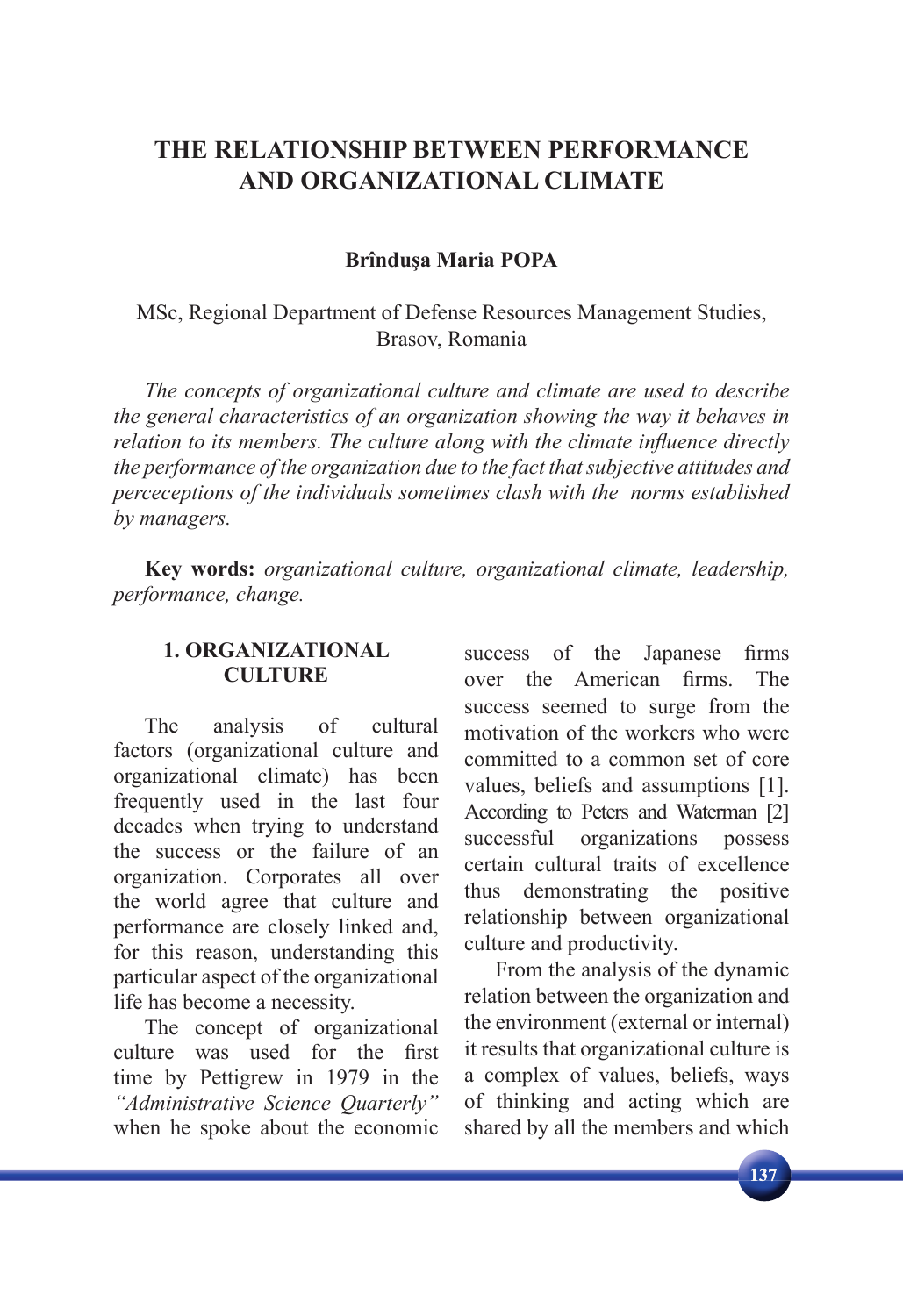# THE RELATIONSHIP BETWEEN PERFORMANCE AND ORGANIZATIONAL CLIMATE

**Brîndușa Maria POPA**

MSc, Regional Department of Defense Resources Management Studies, Brasov, Romania

*The concepts of organizational culture and climate are used to describe the general characteristics of an organization showing the way it behaves in relation to its members. The culture along with the climate influence directly the performance of the organization due to the fact that subjective attitudes and perceceptions of the individuals sometimes clash with the norms established by managers.*

**Key words:** *organizational culture, organizational climate, leadership, performance, change.*

## 1. ORGANIZATIONAL CULTURE

The analysis of cultural factors (organizational culture and organizational climate) has been frequently used in the last four decades when trying to understand the success or the failure of an organization. Corporates all over the world agree that culture and performance are closely linked and, for this reason, understanding this particular aspect of the organizational life has become a necessity.

The concept of organizational culture was used for the first time by Pettigrew in 1979 in the *"Administrative Science Quarterly"* when he spoke about the economic success of the Japanese firms over the American firms. The success seemed to surge from the motivation of the workers who were committed to a common set of core values, beliefs and assumptions [1]. According to Peters and Waterman [2] successful organizations possess certain cultural traits of excellence thus demonstrating the positive relationship between organizational culture and productivity.

From the analysis of the dynamic relation between the organization and the environment (external or internal) it results that organizational culture is a complex of values, beliefs, ways of thinking and acting which are shared by all the members and which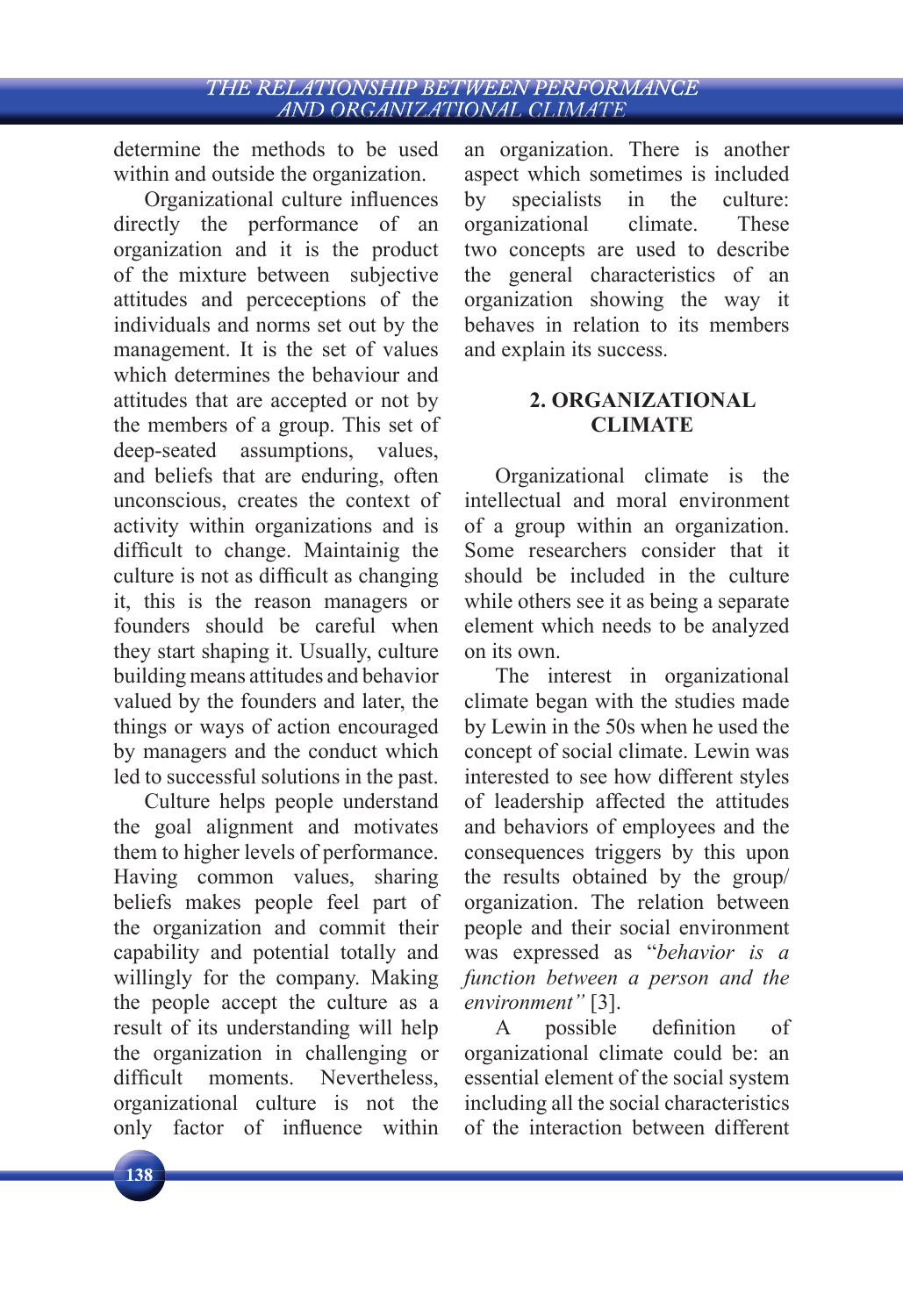determine the methods to be used within and outside the organization.

Organizational culture influences directly the performance of an organization and it is the product of the mixture between subjective attitudes and perceceptions of the individuals and norms set out by the management. It is the set of values which determines the behaviour and attitudes that are accepted or not by the members of a group. This set of deep-seated assumptions, values, and beliefs that are enduring, often unconscious, creates the context of activity within organizations and is difficult to change. Maintainig the culture is not as difficult as changing it, this is the reason managers or founders should be careful when they start shaping it. Usually, culture building means attitudes and behavior valued by the founders and later, the things or ways of action encouraged by managers and the conduct which led to successful solutions in the past.

Culture helps people understand the goal alignment and motivates them to higher levels of performance. Having common values, sharing beliefs makes people feel part of the organization and commit their capability and potential totally and willingly for the company. Making the people accept the culture as a result of its understanding will help the organization in challenging or difficult moments. Nevertheless, organizational culture is not the only factor of influence within an organization. There is another aspect which sometimes is included by specialists in the culture: organizational climate. These two concepts are used to describe the general characteristics of an organization showing the way it behaves in relation to its members and explain its success.

## 2. ORGANIZATIONAL CLIMATE

Organizational climate is the intellectual and moral environment of a group within an organization. Some researchers consider that it should be included in the culture while others see it as being a separate element which needs to be analyzed on its own.

The interest in organizational climate began with the studies made by Lewin in the 50s when he used the concept of social climate. Lewin was interested to see how different styles of leadership affected the attitudes and behaviors of employees and the consequences triggers by this upon the results obtained by the group/organization. The relation between people and their social environment was expressed as "*behavior is a function between a person and the environment"* [3].

A possible definition of organizational climate could be: an essential element of the social system including all the social characteristics of the interaction between different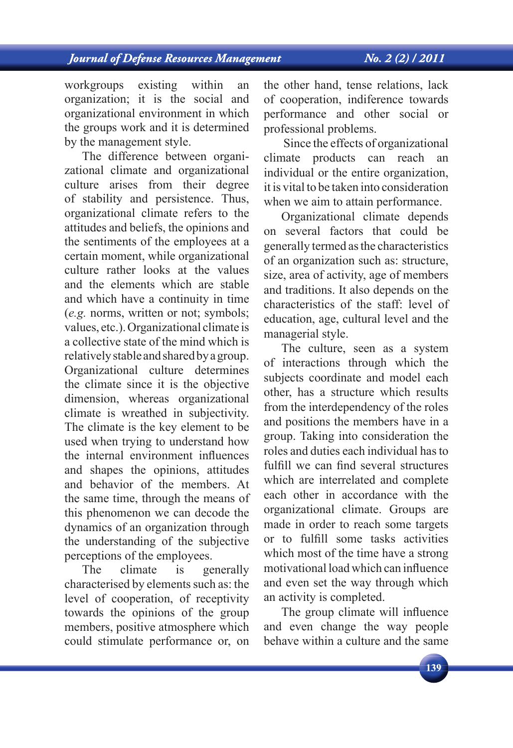workgroups existing within an organization; it is the social and organizational environment in which the groups work and it is determined by the management style.

The difference between organizational climate and organizational culture arises from their degree of stability and persistence. Thus, organizational climate refers to the attitudes and beliefs, the opinions and the sentiments of the employees at a certain moment, while organizational culture rather looks at the values and the elements which are stable and which have a continuity in time (*e.g.* norms, written or not; symbols; values, etc.). Organizational climate is a collective state of the mind which is relatively stable and shared by a group. Organizational culture determines the climate since it is the objective dimension, whereas organizational climate is wreathed in subjectivity. The climate is the key element to be used when trying to understand how the internal environment influences and shapes the opinions, attitudes and behavior of the members. At the same time, through the means of this phenomenon we can decode the dynamics of an organization through the understanding of the subjective perceptions of the employees.

The climate is generally characterised by elements such as: the level of cooperation, of receptivity towards the opinions of the group members, positive atmosphere which could stimulate performance or, on the other hand, tense relations, lack of cooperation, indifference towards performance and other social or professional problems.

Since the effects of organizational climate products can reach an individual or the entire organization, it is vital to be taken into consideration when we aim to attain performance.

Organizational climate depends on several factors that could be generally termed as the characteristics of an organization such as: structure, size, area of activity, age of members and traditions. It also depends on the characteristics of the staff: level of education, age, cultural level and the managerial style.

The culture, seen as a system of interactions through which the subjects coordinate and model each other, has a structure which results from the interdependency of the roles and positions the members have in a group. Taking into consideration the roles and duties each individual has to fulfill we can find several structures which are interrelated and complete each other in accordance with the organizational climate. Groups are made in order to reach some targets or to fulfill some tasks activities which most of the time have a strong motivational load which can influence and even set the way through which an activity is completed.

The group climate will influence and even change the way people behave within a culture and the same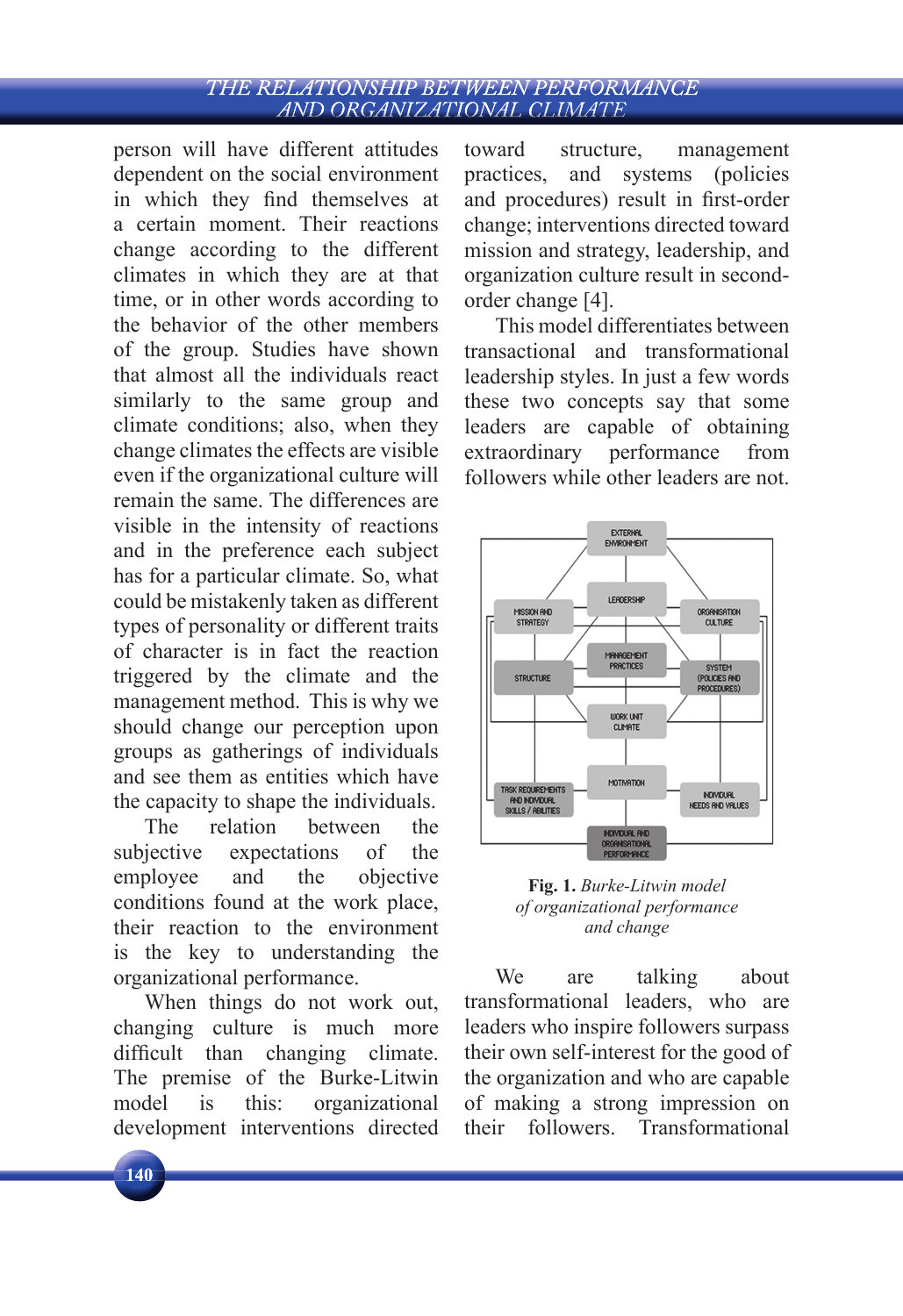person will have different attitudes dependent on the social environment in which they find themselves at a certain moment. Their reactions change according to the different climates in which they are at that time, or in other words according to the behavior of the other members of the group. Studies have shown that almost all the individuals react similarly to the same group and climate conditions; also, when they change climates the effects are visible even if the organizational culture will remain the same. The differences are visible in the intensity of reactions and in the preference each subject has for a particular climate. So, what could be mistakenly taken as different types of personality or different traits of character is in fact the reaction triggered by the climate and the management method. This is why we should change our perception upon groups as gatherings of individuals and see them as entities which have the capacity to shape the individuals.

The relation between the subjective expectations of the employee and the objective conditions found at the work place, their reaction to the environment is the key to understanding the organizational performance.

When things do not work out, changing culture is much more difficult than changing climate. The premise of the Burke-Litwin model is this: organizational development interventions directed toward structure, management practices, and systems (policies and procedures) result in first-order change; interventions directed toward mission and strategy, leadership, and organization culture result in second-order change [4].

This model differentiates between transactional and transformational leadership styles. In just a few words these two concepts say that some leaders are capable of obtaining extraordinary performance from followers while other leaders are not.

**Fig. 1.** *Burke-Litwin model of organizational performance and change*

We are talking about transformational leaders, who are leaders who inspire followers surpass their own self-interest for the good of the organization and who are capable of making a strong impression on their followers. Transformational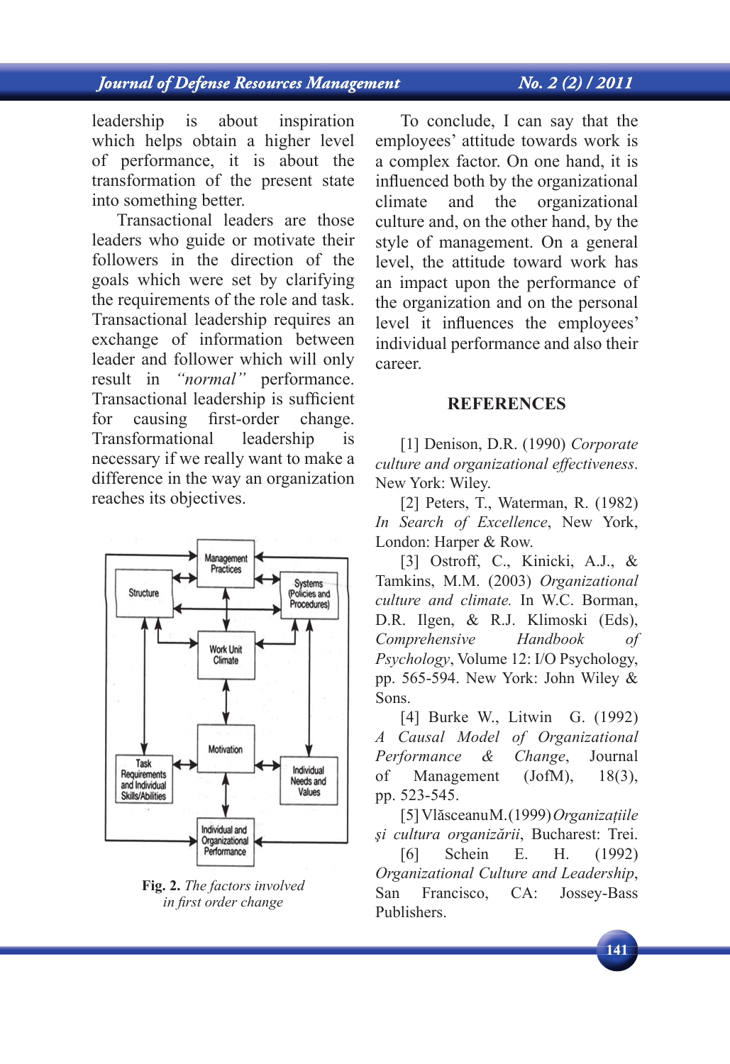leadership is about inspiration which helps obtain a higher level of performance, it is about the transformation of the present state into something better.

Transactional leaders are those leaders who guide or motivate their followers in the direction of the goals which were set by clarifying the requirements of the role and task. Transactional leadership requires an exchange of information between leader and follower which will only result in *"normal"* performance. Transactional leadership is sufficient for causing first-order change. Transformational leadership is necessary if we really want to make a difference in the way an organization reaches its objectives.

**Fig. 2.** *The factors involved in first order change*

To conclude, I can say that the employees' attitude towards work is a complex factor. On one hand, it is influenced both by the organizational climate and the organizational culture and, on the other hand, by the style of management. On a general level, the attitude toward work has an impact upon the performance of the organization and on the personal level it influences the employees' individual performance and also their career.

## REFERENCES

[1] Denison, D.R. (1990) *Corporate culture and organizational effectiveness*. New York: Wiley.

[2] Peters, T., Waterman, R. (1982) *In Search of Excellence*, New York, London: Harper & Row.

[3] Ostroff, C., Kinicki, A.J., & Tamkins, M.M. (2003) *Organizational culture and climate.* In W.C. Borman, D.R. Ilgen, & R.J. Klimoski (Eds), *Comprehensive Handbook of Psychology*, Volume 12: I/O Psychology, pp. 565-594. New York: John Wiley & Sons.

[4] Burke W., Litwin G. (1992) *A Causal Model of Organizational Performance & Change*, Journal of Management (JofM), 18(3), pp. 523-545.

[5] Vlăsceanu M. (1999) *Organizațiile și cultura organizării*, Bucharest: Trei.

[6] Schein E. H. (1992) *Organizational Culture and Leadership*, San Francisco, CA: Jossey-Bass Publishers.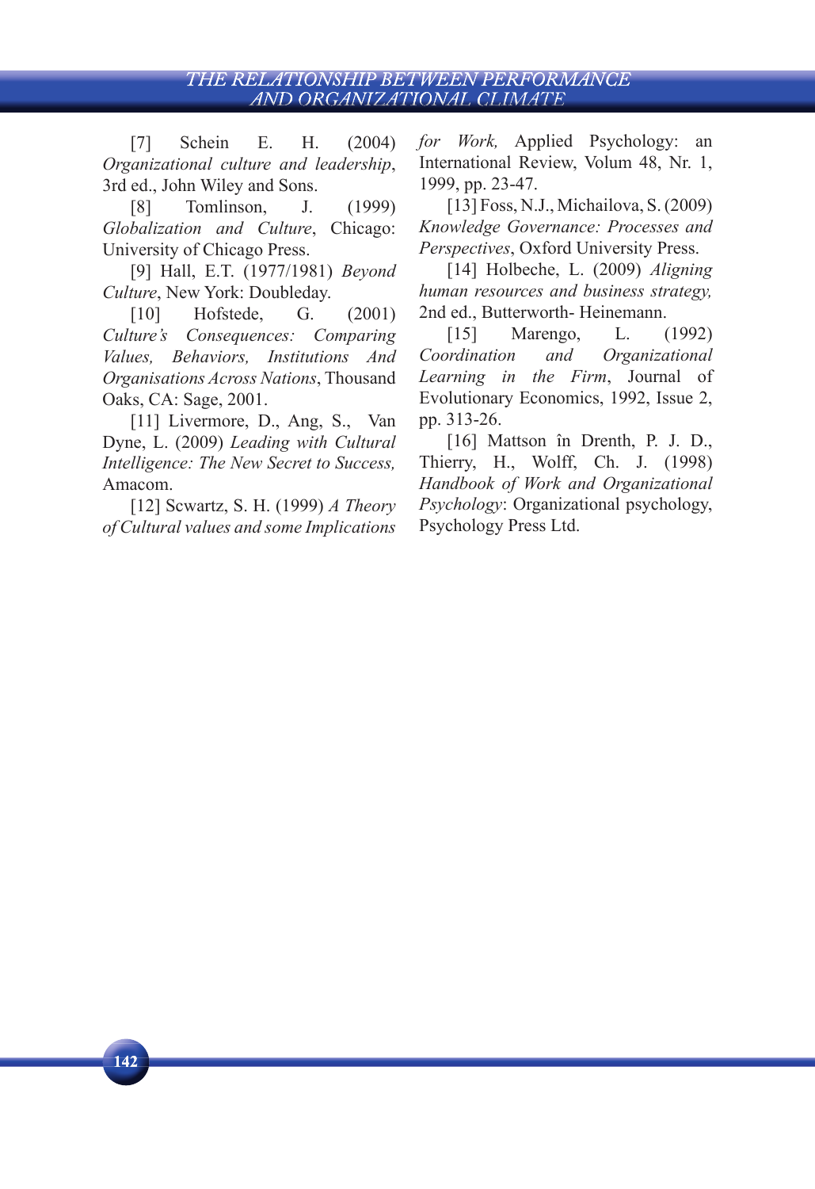[7] Schein E. H. (2004) *Organizational culture and leadership*, 3rd ed., John Wiley and Sons.

[8] Tomlinson, J. (1999) *Globalization and Culture*, Chicago: University of Chicago Press.

[9] Hall, E.T. (1977/1981) *Beyond Culture*, New York: Doubleday.

[10] Hofstede, G. (2001) *Culture's Consequences: Comparing Values, Behaviors, Institutions And Organisations Across Nations*, Thousand Oaks, CA: Sage, 2001.

[11] Livermore, D., Ang, S., Van Dyne, L. (2009) *Leading with Cultural Intelligence: The New Secret to Success,* Amacom.

[12] Scwartz, S. H. (1999) *A Theory of Cultural values and some Implications for Work,* Applied Psychology: an International Review, Volum 48, Nr. 1, 1999, pp. 23-47.

[13] Foss, N.J., Michailova, S. (2009) *Knowledge Governance: Processes and Perspectives*, Oxford University Press.

[14] Holbeche, L. (2009) *Aligning human resources and business strategy,* 2nd ed., Butterworth- Heinemann.

[15] Marengo, L. (1992) *Coordination and Organizational Learning in the Firm*, Journal of Evolutionary Economics, 1992, Issue 2, pp. 313-26.

[16] Mattson în Drenth, P. J. D., Thierry, H., Wolff, Ch. J. (1998) *Handbook of Work and Organizational Psychology*: Organizational psychology, Psychology Press Ltd.